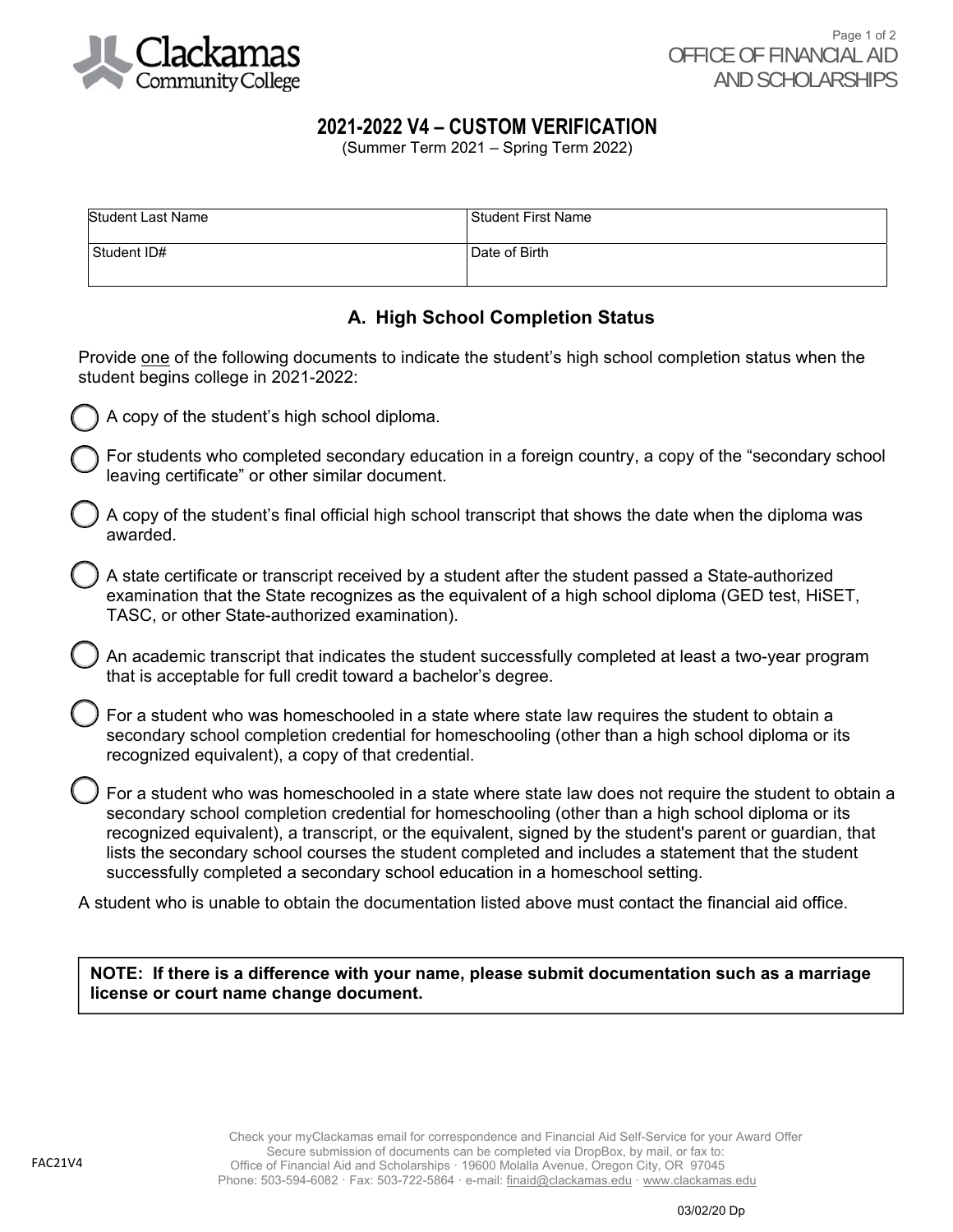Clackamas Community College

OFFICE OF FINANCIAL AID AND SCHOLARSHIPS

# 2021-2022 V4 – CUSTOM VERIFICATION

(Summer Term 2021 – Spring Term 2022)

| Student Last Name | Student First Name |
|---|---|
| Student ID# | Date of Birth |

## A. High School Completion Status

Provide one of the following documents to indicate the student's high school completion status when the student begins college in 2021-2022:

- ◯ A copy of the student's high school diploma.
- ◯ For students who completed secondary education in a foreign country, a copy of the "secondary school leaving certificate" or other similar document.
- ◯ A copy of the student's final official high school transcript that shows the date when the diploma was awarded.
- ◯ A state certificate or transcript received by a student after the student passed a State-authorized examination that the State recognizes as the equivalent of a high school diploma (GED test, HiSET, TASC, or other State-authorized examination).
- ◯ An academic transcript that indicates the student successfully completed at least a two-year program that is acceptable for full credit toward a bachelor's degree.
- ◯ For a student who was homeschooled in a state where state law requires the student to obtain a secondary school completion credential for homeschooling (other than a high school diploma or its recognized equivalent), a copy of that credential.
- ◯ For a student who was homeschooled in a state where state law does not require the student to obtain a secondary school completion credential for homeschooling (other than a high school diploma or its recognized equivalent), a transcript, or the equivalent, signed by the student's parent or guardian, that lists the secondary school courses the student completed and includes a statement that the student successfully completed a secondary school education in a homeschool setting.

A student who is unable to obtain the documentation listed above must contact the financial aid office.

**NOTE: If there is a difference with your name, please submit documentation such as a marriage license or court name change document.**

Check your myClackamas email for correspondence and Financial Aid Self-Service for your Award Offer
Secure submission of documents can be completed via DropBox, by mail, or fax to:
Office of Financial Aid and Scholarships · 19600 Molalla Avenue, Oregon City, OR 97045
Phone: 503-594-6082 · Fax: 503-722-5864 · e-mail: finaid@clackamas.edu · www.clackamas.edu

FAC21V4

03/02/20 Dp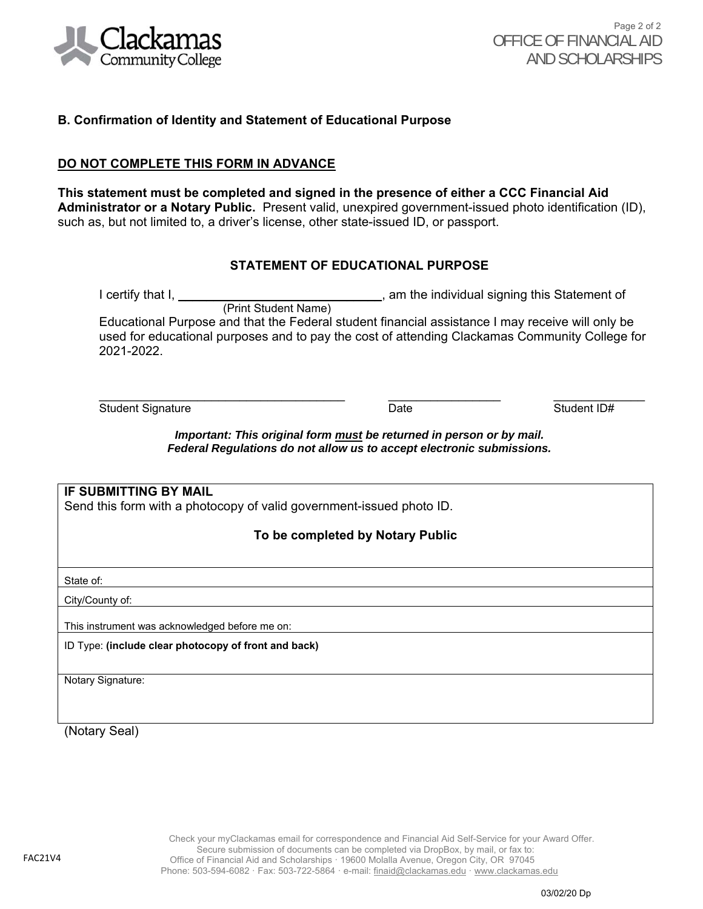## B. Confirmation of Identity and Statement of Educational Purpose

**DO NOT COMPLETE THIS FORM IN ADVANCE**

**This statement must be completed and signed in the presence of either a CCC Financial Aid Administrator or a Notary Public.** Present valid, unexpired government-issued photo identification (ID), such as, but not limited to, a driver's license, other state-issued ID, or passport.

### STATEMENT OF EDUCATIONAL PURPOSE

I certify that I, ______________________________, am the individual signing this Statement of
(Print Student Name)
Educational Purpose and that the Federal student financial assistance I may receive will only be used for educational purposes and to pay the cost of attending Clackamas Community College for 2021-2022.

_____________________________________ _________________ ______________
Student Signature Date Student ID#

***Important: This original form must be returned in person or by mail. Federal Regulations do not allow us to accept electronic submissions.***

**IF SUBMITTING BY MAIL**
Send this form with a photocopy of valid government-issued photo ID.

**To be completed by Notary Public**

| |
|---|
| State of: |
| City/County of: |
| This instrument was acknowledged before me on: |
| ID Type: **(include clear photocopy of front and back)** |
| Notary Signature: |

(Notary Seal)

Check your myClackamas email for correspondence and Financial Aid Self-Service for your Award Offer.
Secure submission of documents can be completed via DropBox, by mail, or fax to:
Office of Financial Aid and Scholarships · 19600 Molalla Avenue, Oregon City, OR 97045
Phone: 503-594-6082 · Fax: 503-722-5864 · e-mail: finaid@clackamas.edu · www.clackamas.edu

FAC21V4

03/02/20 Dp